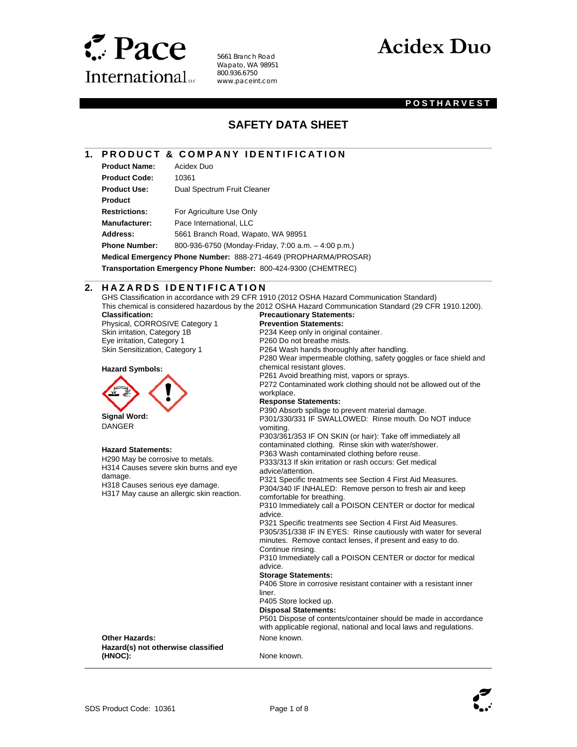# Pace International LLC

5661 Branch Road
Wapato, WA 98951
800.936.6750
www.paceint.com

# Acidex Duo

**POSTHARVEST**

## SAFETY DATA SHEET

## 1. PRODUCT & COMPANY IDENTIFICATION

**Product Name:** Acidex Duo

**Product Code:** 10361

**Product Use:** Dual Spectrum Fruit Cleaner

**Product Restrictions:** For Agriculture Use Only

**Manufacturer:** Pace International, LLC

**Address:** 5661 Branch Road, Wapato, WA 98951

**Phone Number:** 800-936-6750 (Monday-Friday, 7:00 a.m. – 4:00 p.m.)

**Medical Emergency Phone Number:** 888-271-4649 (PROPHARMA/PROSAR)

**Transportation Emergency Phone Number:** 800-424-9300 (CHEMTREC)

## 2. HAZARDS IDENTIFICATION

GHS Classification in accordance with 29 CFR 1910 (2012 OSHA Hazard Communication Standard)
This chemical is considered hazardous by the 2012 OSHA Hazard Communication Standard (29 CFR 1910.1200).

**Classification:**
Physical, CORROSIVE Category 1
Skin irritation, Category 1B
Eye irritation, Category 1
Skin Sensitization, Category 1

**Hazard Symbols:**

**Signal Word:**
DANGER

**Hazard Statements:**
H290 May be corrosive to metals.
H314 Causes severe skin burns and eye damage.
H318 Causes serious eye damage.
H317 May cause an allergic skin reaction.

**Precautionary Statements:**

**Prevention Statements:**
P234 Keep only in original container.
P260 Do not breathe mists.
P264 Wash hands thoroughly after handling.
P280 Wear impermeable clothing, safety goggles or face shield and chemical resistant gloves.
P261 Avoid breathing mist, vapors or sprays.
P272 Contaminated work clothing should not be allowed out of the workplace.

**Response Statements:**
P390 Absorb spillage to prevent material damage.
P301/330/331 IF SWALLOWED: Rinse mouth. Do NOT induce vomiting.
P303/361/353 IF ON SKIN (or hair): Take off immediately all contaminated clothing. Rinse skin with water/shower.
P363 Wash contaminated clothing before reuse.
P333/313 If skin irritation or rash occurs: Get medical advice/attention.
P321 Specific treatments see Section 4 First Aid Measures.
P304/340 IF INHALED: Remove person to fresh air and keep comfortable for breathing.
P310 Immediately call a POISON CENTER or doctor for medical advice.
P321 Specific treatments see Section 4 First Aid Measures.
P305/351/338 IF IN EYES: Rinse cautiously with water for several minutes. Remove contact lenses, if present and easy to do. Continue rinsing.
P310 Immediately call a POISON CENTER or doctor for medical advice.

**Storage Statements:**
P406 Store in corrosive resistant container with a resistant inner liner.
P405 Store locked up.

**Disposal Statements:**
P501 Dispose of contents/container should be made in accordance with applicable regional, national and local laws and regulations.

**Other Hazards:** None known.

**Hazard(s) not otherwise classified (HNOC):** None known.

SDS Product Code: 10361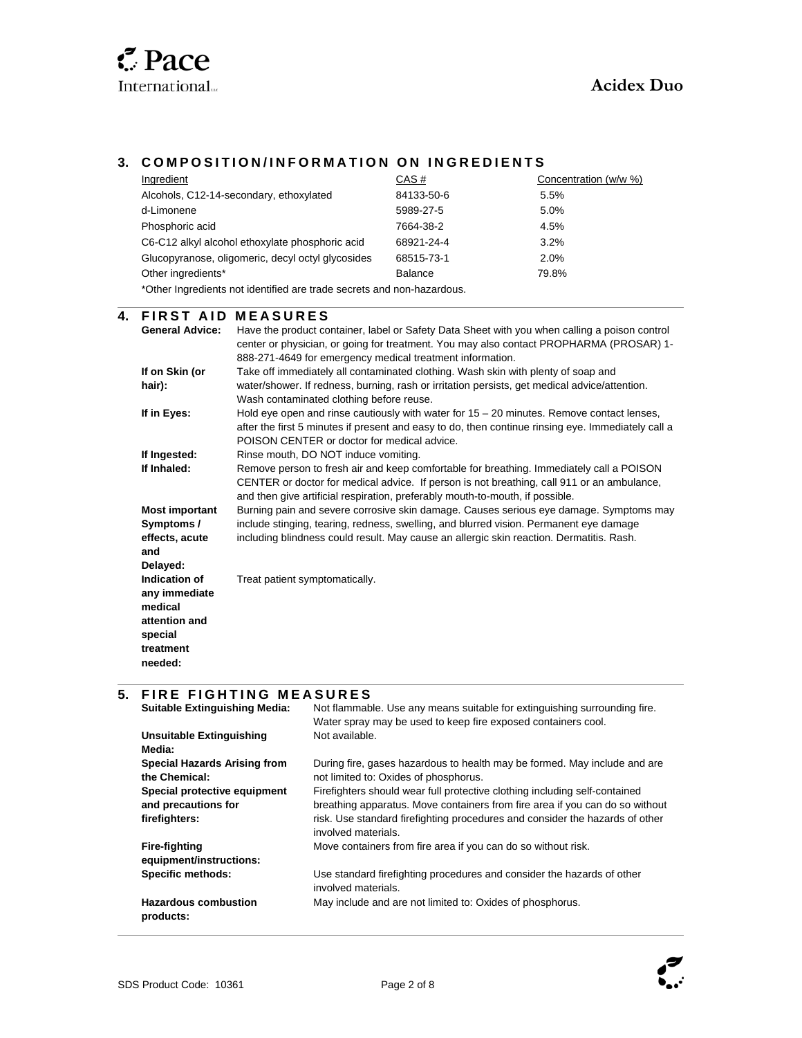## 3. COMPOSITION/INFORMATION ON INGREDIENTS

| Ingredient | CAS # | Concentration (w/w %) |
|---|---|---|
| Alcohols, C12-14-secondary, ethoxylated | 84133-50-6 | 5.5% |
| d-Limonene | 5989-27-5 | 5.0% |
| Phosphoric acid | 7664-38-2 | 4.5% |
| C6-C12 alkyl alcohol ethoxylate phosphoric acid | 68921-24-4 | 3.2% |
| Glucopyranose, oligomeric, decyl octyl glycosides | 68515-73-1 | 2.0% |
| Other ingredients* | Balance | 79.8% |

*Other Ingredients not identified are trade secrets and non-hazardous.

## 4. FIRST AID MEASURES

**General Advice:** Have the product container, label or Safety Data Sheet with you when calling a poison control center or physician, or going for treatment. You may also contact PROPHARMA (PROSAR) 1-888-271-4649 for emergency medical treatment information.

**If on Skin (or hair):** Take off immediately all contaminated clothing. Wash skin with plenty of soap and water/shower. If redness, burning, rash or irritation persists, get medical advice/attention. Wash contaminated clothing before reuse.

**If in Eyes:** Hold eye open and rinse cautiously with water for 15 – 20 minutes. Remove contact lenses, after the first 5 minutes if present and easy to do, then continue rinsing eye. Immediately call a POISON CENTER or doctor for medical advice.

**If Ingested:** Rinse mouth, DO NOT induce vomiting.

**If Inhaled:** Remove person to fresh air and keep comfortable for breathing. Immediately call a POISON CENTER or doctor for medical advice. If person is not breathing, call 911 or an ambulance, and then give artificial respiration, preferably mouth-to-mouth, if possible.

**Most important Symptoms / effects, acute and Delayed:** Burning pain and severe corrosive skin damage. Causes serious eye damage. Symptoms may include stinging, tearing, redness, swelling, and blurred vision. Permanent eye damage including blindness could result. May cause an allergic skin reaction. Dermatitis. Rash.

**Indication of any immediate medical attention and special treatment needed:** Treat patient symptomatically.

## 5. FIRE FIGHTING MEASURES

**Suitable Extinguishing Media:** Not flammable. Use any means suitable for extinguishing surrounding fire. Water spray may be used to keep fire exposed containers cool.

**Unsuitable Extinguishing Media:** Not available.

**Special Hazards Arising from the Chemical:** During fire, gases hazardous to health may be formed. May include and are not limited to: Oxides of phosphorus.

**Special protective equipment and precautions for firefighters:** Firefighters should wear full protective clothing including self-contained breathing apparatus. Move containers from fire area if you can do so without risk. Use standard firefighting procedures and consider the hazards of other involved materials.

**Fire-fighting equipment/instructions:** Move containers from fire area if you can do so without risk.

**Specific methods:** Use standard firefighting procedures and consider the hazards of other involved materials.

**Hazardous combustion products:** May include and are not limited to: Oxides of phosphorus.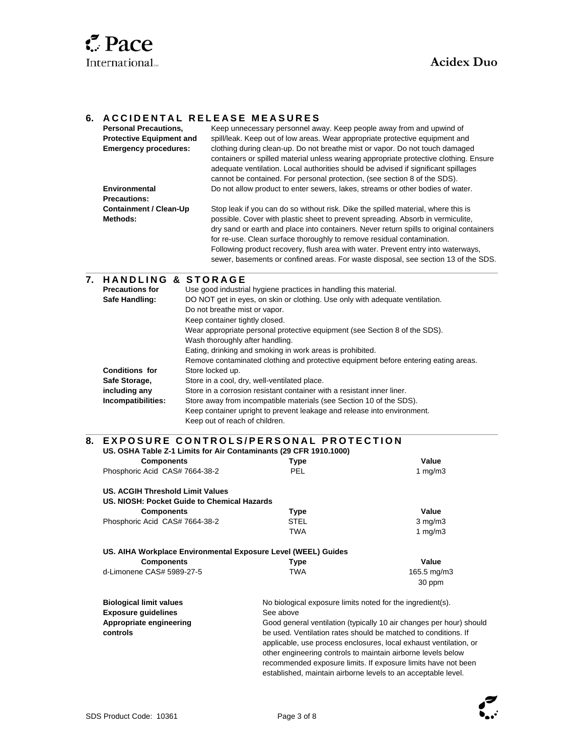## 6. ACCIDENTAL RELEASE MEASURES

**Personal Precautions, Protective Equipment and Emergency procedures:** Keep unnecessary personnel away. Keep people away from and upwind of spill/leak. Keep out of low areas. Wear appropriate protective equipment and clothing during clean-up. Do not breathe mist or vapor. Do not touch damaged containers or spilled material unless wearing appropriate protective clothing. Ensure adequate ventilation. Local authorities should be advised if significant spillages cannot be contained. For personal protection, (see section 8 of the SDS).

**Environmental Precautions:** Do not allow product to enter sewers, lakes, streams or other bodies of water.

**Containment / Clean-Up Methods:** Stop leak if you can do so without risk. Dike the spilled material, where this is possible. Cover with plastic sheet to prevent spreading. Absorb in vermiculite, dry sand or earth and place into containers. Never return spills to original containers for re-use. Clean surface thoroughly to remove residual contamination. Following product recovery, flush area with water. Prevent entry into waterways, sewer, basements or confined areas. For waste disposal, see section 13 of the SDS.

## 7. HANDLING & STORAGE

**Precautions for Safe Handling:**
Use good industrial hygiene practices in handling this material.
DO NOT get in eyes, on skin or clothing. Use only with adequate ventilation.
Do not breathe mist or vapor.
Keep container tightly closed.
Wear appropriate personal protective equipment (see Section 8 of the SDS).
Wash thoroughly after handling.
Eating, drinking and smoking in work areas is prohibited.
Remove contaminated clothing and protective equipment before entering eating areas.

**Conditions for Safe Storage, including any Incompatibilities:**
Store locked up.
Store in a cool, dry, well-ventilated place.
Store in a corrosion resistant container with a resistant inner liner.
Store away from incompatible materials (see Section 10 of the SDS).
Keep container upright to prevent leakage and release into environment.
Keep out of reach of children.

## 8. EXPOSURE CONTROLS/PERSONAL PROTECTION

**US. OSHA Table Z-1 Limits for Air Contaminants (29 CFR 1910.1000)**

| Components | Type | Value |
|---|---|---|
| Phosphoric Acid CAS# 7664-38-2 | PEL | 1 mg/m3 |

**US. ACGIH Threshold Limit Values**
**US. NIOSH: Pocket Guide to Chemical Hazards**

| Components | Type | Value |
|---|---|---|
| Phosphoric Acid CAS# 7664-38-2 | STEL | 3 mg/m3 |
| | TWA | 1 mg/m3 |

**US. AIHA Workplace Environmental Exposure Level (WEEL) Guides**

| Components | Type | Value |
|---|---|---|
| d-Limonene CAS# 5989-27-5 | TWA | 165.5 mg/m3 |
| | | 30 ppm |

**Biological limit values:** No biological exposure limits noted for the ingredient(s).

**Exposure guidelines:** See above

**Appropriate engineering controls:** Good general ventilation (typically 10 air changes per hour) should be used. Ventilation rates should be matched to conditions. If applicable, use process enclosures, local exhaust ventilation, or other engineering controls to maintain airborne levels below recommended exposure limits. If exposure limits have not been established, maintain airborne levels to an acceptable level.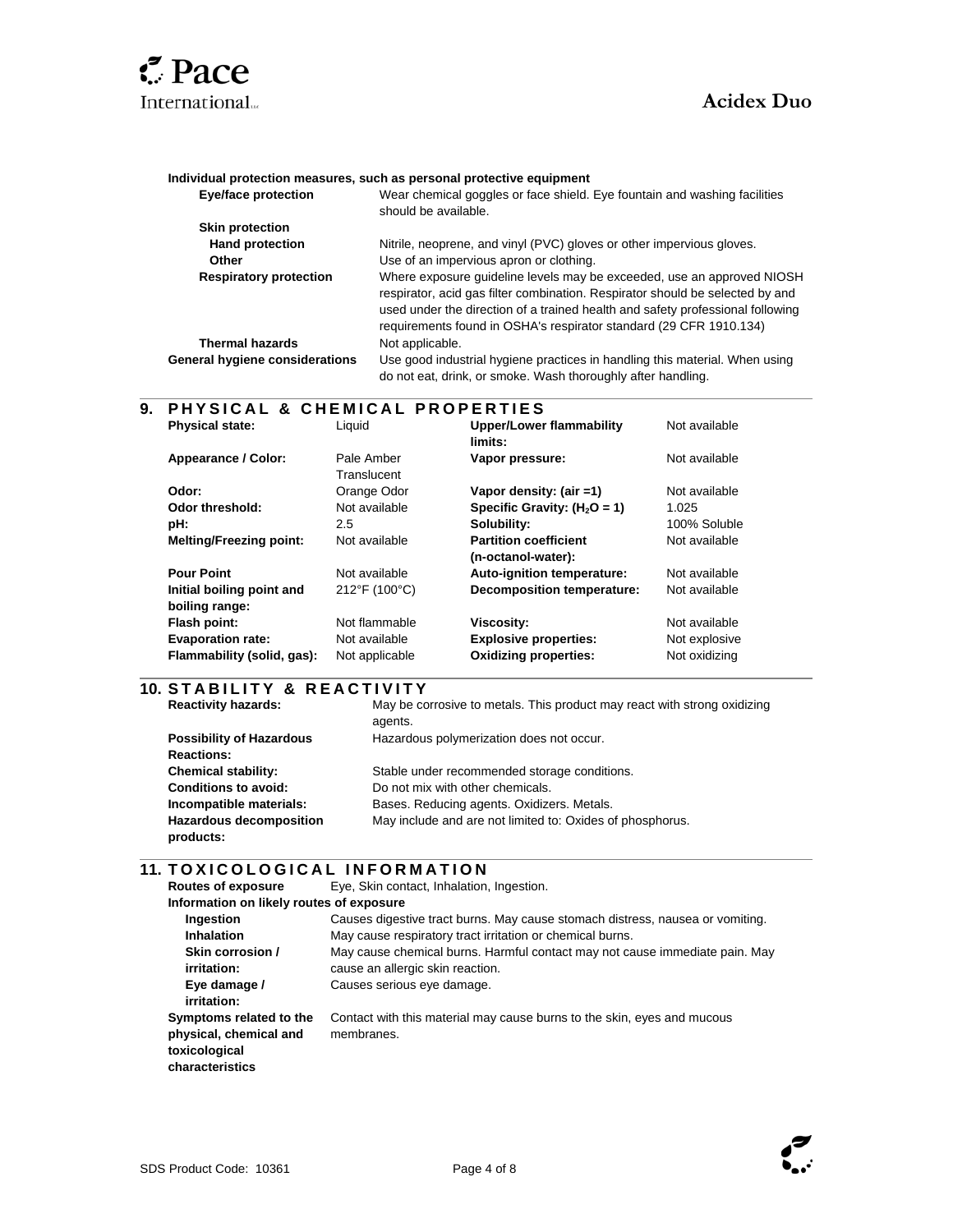**Individual protection measures, such as personal protective equipment**

| | |
|---|---|
| **Eye/face protection** | Wear chemical goggles or face shield. Eye fountain and washing facilities should be available. |
| **Skin protection** | |
| **Hand protection** | Nitrile, neoprene, and vinyl (PVC) gloves or other impervious gloves. |
| **Other** | Use of an impervious apron or clothing. |
| **Respiratory protection** | Where exposure guideline levels may be exceeded, use an approved NIOSH respirator, acid gas filter combination. Respirator should be selected by and used under the direction of a trained health and safety professional following requirements found in OSHA's respirator standard (29 CFR 1910.134) |
| **Thermal hazards** | Not applicable. |
| **General hygiene considerations** | Use good industrial hygiene practices in handling this material. When using do not eat, drink, or smoke. Wash thoroughly after handling. |

## 9. PHYSICAL & CHEMICAL PROPERTIES

| | | | |
|---|---|---|---|
| **Physical state:** | Liquid | **Upper/Lower flammability limits:** | Not available |
| **Appearance / Color:** | Pale Amber Translucent | **Vapor pressure:** | Not available |
| **Odor:** | Orange Odor | **Vapor density: (air =1)** | Not available |
| **Odor threshold:** | Not available | **Specific Gravity: ($H_2O$ = 1)** | 1.025 |
| **pH:** | 2.5 | **Solubility:** | 100% Soluble |
| **Melting/Freezing point:** | Not available | **Partition coefficient (n-octanol-water):** | Not available |
| **Pour Point** | Not available | **Auto-ignition temperature:** | Not available |
| **Initial boiling point and boiling range:** | 212°F (100°C) | **Decomposition temperature:** | Not available |
| **Flash point:** | Not flammable | **Viscosity:** | Not available |
| **Evaporation rate:** | Not available | **Explosive properties:** | Not explosive |
| **Flammability (solid, gas):** | Not applicable | **Oxidizing properties:** | Not oxidizing |

## 10. STABILITY & REACTIVITY

| | |
|---|---|
| **Reactivity hazards:** | May be corrosive to metals. This product may react with strong oxidizing agents. |
| **Possibility of Hazardous Reactions:** | Hazardous polymerization does not occur. |
| **Chemical stability:** | Stable under recommended storage conditions. |
| **Conditions to avoid:** | Do not mix with other chemicals. |
| **Incompatible materials:** | Bases. Reducing agents. Oxidizers. Metals. |
| **Hazardous decomposition products:** | May include and are not limited to: Oxides of phosphorus. |

## 11. TOXICOLOGICAL INFORMATION

**Routes of exposure** Eye, Skin contact, Inhalation, Ingestion.

**Information on likely routes of exposure**

| | |
|---|---|
| **Ingestion** | Causes digestive tract burns. May cause stomach distress, nausea or vomiting. |
| **Inhalation** | May cause respiratory tract irritation or chemical burns. |
| **Skin corrosion / irritation:** | May cause chemical burns. Harmful contact may not cause immediate pain. May cause an allergic skin reaction. |
| **Eye damage / irritation:** | Causes serious eye damage. |
| **Symptoms related to the physical, chemical and toxicological characteristics** | Contact with this material may cause burns to the skin, eyes and mucous membranes. |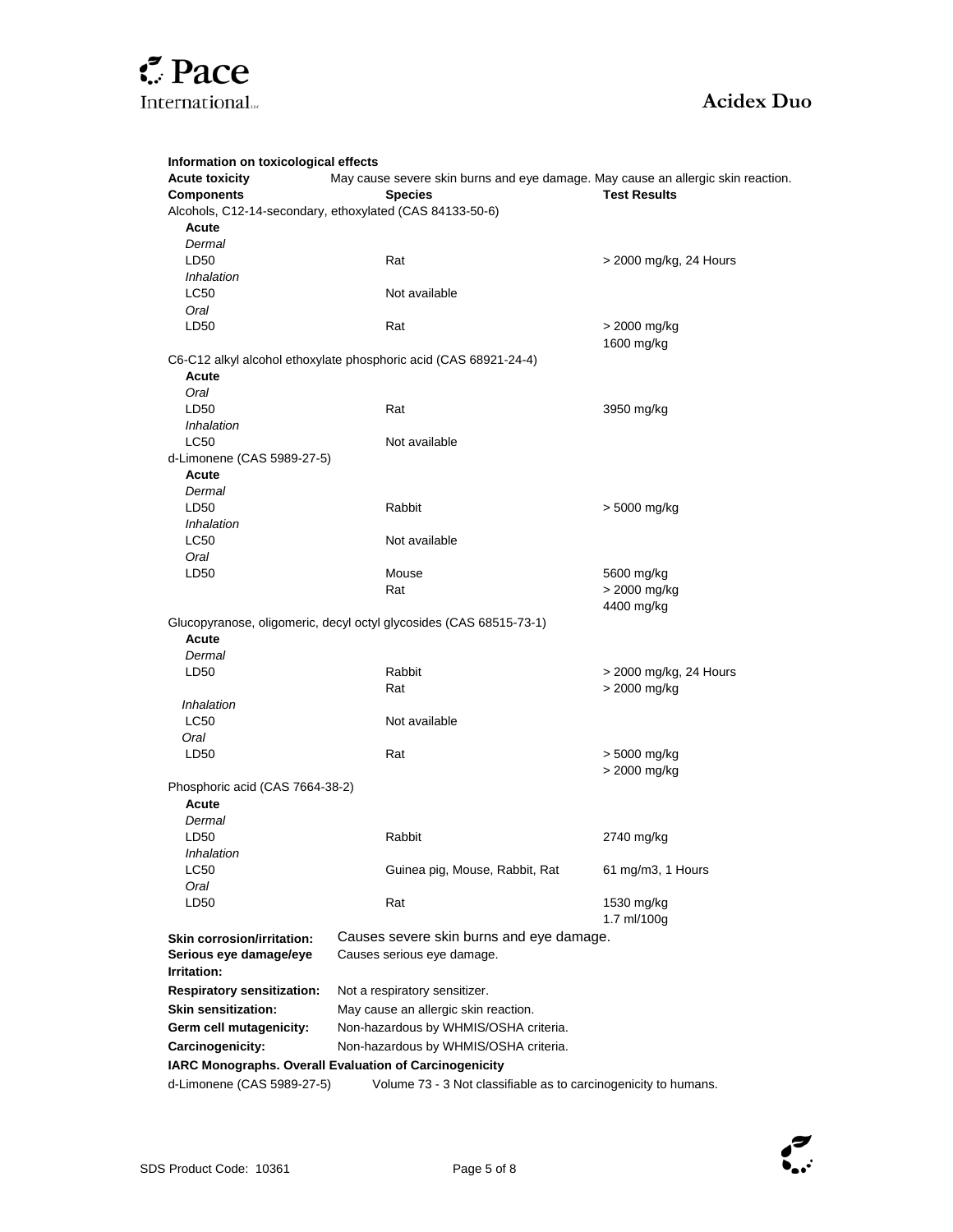**Information on toxicological effects**

**Acute toxicity** May cause severe skin burns and eye damage. May cause an allergic skin reaction.

| Components | Species | Test Results |
|---|---|---|
| Alcohols, C12-14-secondary, ethoxylated (CAS 84133-50-6) | | |
| **Acute** | | |
| *Dermal* | | |
| LD50 | Rat | > 2000 mg/kg, 24 Hours |
| *Inhalation* | | |
| LC50 | Not available | |
| *Oral* | | |
| LD50 | Rat | > 2000 mg/kg |
| | | 1600 mg/kg |
| C6-C12 alkyl alcohol ethoxylate phosphoric acid (CAS 68921-24-4) | | |
| **Acute** | | |
| *Oral* | | |
| LD50 | Rat | 3950 mg/kg |
| *Inhalation* | | |
| LC50 | Not available | |
| d-Limonene (CAS 5989-27-5) | | |
| **Acute** | | |
| *Dermal* | | |
| LD50 | Rabbit | > 5000 mg/kg |
| *Inhalation* | | |
| LC50 | Not available | |
| *Oral* | | |
| LD50 | Mouse | 5600 mg/kg |
| | Rat | > 2000 mg/kg |
| | | 4400 mg/kg |
| Glucopyranose, oligomeric, decyl octyl glycosides (CAS 68515-73-1) | | |
| **Acute** | | |
| *Dermal* | | |
| LD50 | Rabbit | > 2000 mg/kg, 24 Hours |
| | Rat | > 2000 mg/kg |
| *Inhalation* | | |
| LC50 | Not available | |
| *Oral* | | |
| LD50 | Rat | > 5000 mg/kg |
| | | > 2000 mg/kg |
| Phosphoric acid (CAS 7664-38-2) | | |
| **Acute** | | |
| *Dermal* | | |
| LD50 | Rabbit | 2740 mg/kg |
| *Inhalation* | | |
| LC50 | Guinea pig, Mouse, Rabbit, Rat | 61 mg/m3, 1 Hours |
| *Oral* | | |
| LD50 | Rat | 1530 mg/kg |
| | | 1.7 ml/100g |

**Skin corrosion/irritation:** Causes severe skin burns and eye damage.

**Serious eye damage/eye Irritation:** Causes serious eye damage.

**Respiratory sensitization:** Not a respiratory sensitizer.

**Skin sensitization:** May cause an allergic skin reaction.

**Germ cell mutagenicity:** Non-hazardous by WHMIS/OSHA criteria.

**Carcinogenicity:** Non-hazardous by WHMIS/OSHA criteria.

**IARC Monographs. Overall Evaluation of Carcinogenicity**

d-Limonene (CAS 5989-27-5) Volume 73 - 3 Not classifiable as to carcinogenicity to humans.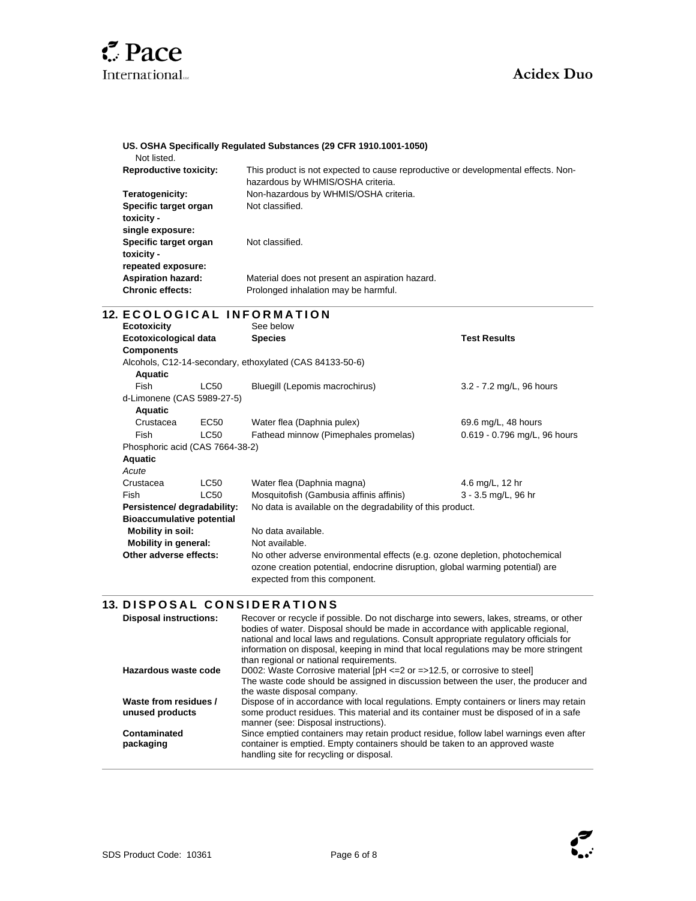**US. OSHA Specifically Regulated Substances (29 CFR 1910.1001-1050)**

Not listed.

| | |
|---|---|
| **Reproductive toxicity:** | This product is not expected to cause reproductive or developmental effects. Non-hazardous by WHMIS/OSHA criteria. |
| **Teratogenicity:** | Non-hazardous by WHMIS/OSHA criteria. |
| **Specific target organ toxicity - single exposure:** | Not classified. |
| **Specific target organ toxicity - repeated exposure:** | Not classified. |
| **Aspiration hazard:** | Material does not present an aspiration hazard. |
| **Chronic effects:** | Prolonged inhalation may be harmful. |

## 12. ECOLOGICAL INFORMATION

**Ecotoxicity** See below

| **Ecotoxicological data** | | **Species** | **Test Results** |
|---|---|---|---|
| **Components** | | | |
| Alcohols, C12-14-secondary, ethoxylated (CAS 84133-50-6) | | | |
| **Aquatic** | | | |
| Fish | LC50 | Bluegill (Lepomis macrochirus) | 3.2 - 7.2 mg/L, 96 hours |
| d-Limonene (CAS 5989-27-5) | | | |
| **Aquatic** | | | |
| Crustacea | EC50 | Water flea (Daphnia pulex) | 69.6 mg/L, 48 hours |
| Fish | LC50 | Fathead minnow (Pimephales promelas) | 0.619 - 0.796 mg/L, 96 hours |
| Phosphoric acid (CAS 7664-38-2) | | | |
| **Aquatic** | | | |
| *Acute* | | | |
| Crustacea | LC50 | Water flea (Daphnia magna) | 4.6 mg/L, 12 hr |
| Fish | LC50 | Mosquitofish (Gambusia affinis affinis) | 3 - 3.5 mg/L, 96 hr |

| | |
|---|---|
| **Persistence/ degradability:** | No data is available on the degradability of this product. |
| **Bioaccumulative potential** | |
| **Mobility in soil:** | No data available. |
| **Mobility in general:** | Not available. |
| **Other adverse effects:** | No other adverse environmental effects (e.g. ozone depletion, photochemical ozone creation potential, endocrine disruption, global warming potential) are expected from this component. |

## 13. DISPOSAL CONSIDERATIONS

| | |
|---|---|
| **Disposal instructions:** | Recover or recycle if possible. Do not discharge into sewers, lakes, streams, or other bodies of water. Disposal should be made in accordance with applicable regional, national and local laws and regulations. Consult appropriate regulatory officials for information on disposal, keeping in mind that local regulations may be more stringent than regional or national requirements. |
| **Hazardous waste code** | D002: Waste Corrosive material [pH <=2 or =>12.5, or corrosive to steel] The waste code should be assigned in discussion between the user, the producer and the waste disposal company. |
| **Waste from residues / unused products** | Dispose of in accordance with local regulations. Empty containers or liners may retain some product residues. This material and its container must be disposed of in a safe manner (see: Disposal instructions). |
| **Contaminated packaging** | Since emptied containers may retain product residue, follow label warnings even after container is emptied. Empty containers should be taken to an approved waste handling site for recycling or disposal. |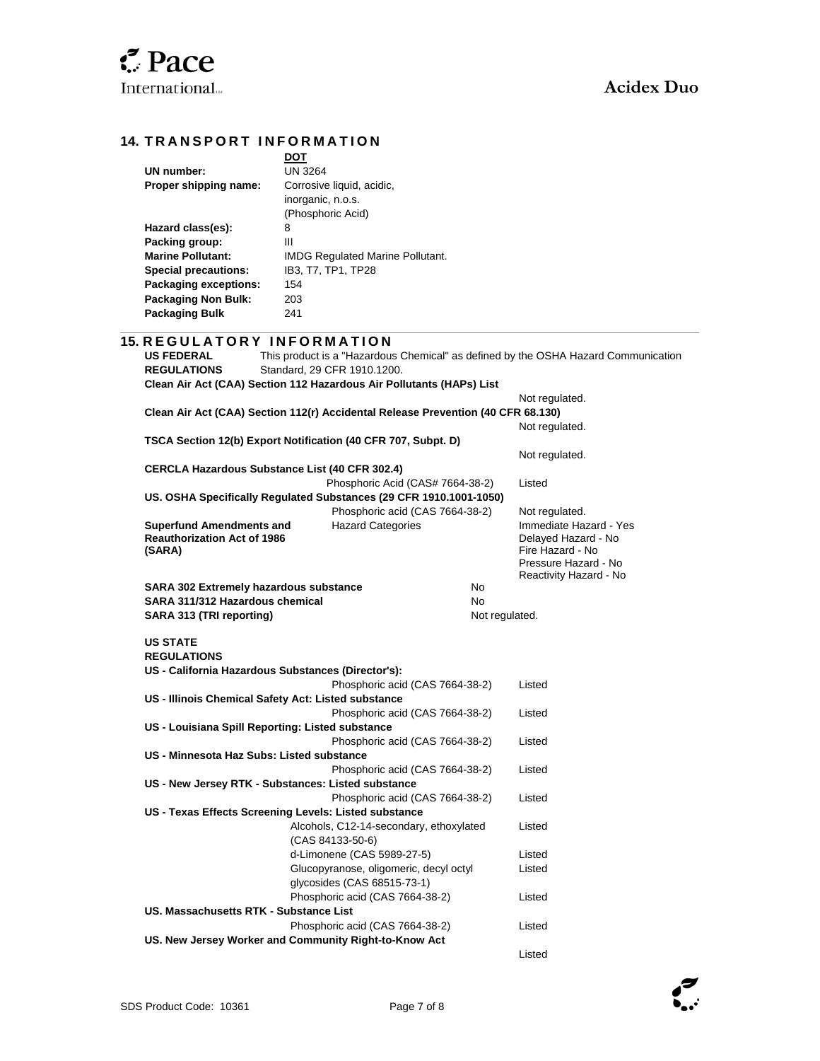## 14. TRANSPORT INFORMATION

| | DOT |
|---|---|
| **UN number:** | UN 3264 |
| **Proper shipping name:** | Corrosive liquid, acidic, inorganic, n.o.s. (Phosphoric Acid) |
| **Hazard class(es):** | 8 |
| **Packing group:** | III |
| **Marine Pollutant:** | IMDG Regulated Marine Pollutant. |
| **Special precautions:** | IB3, T7, TP1, TP28 |
| **Packaging exceptions:** | 154 |
| **Packaging Non Bulk:** | 203 |
| **Packaging Bulk** | 241 |

## 15. REGULATORY INFORMATION

**US FEDERAL REGULATIONS** This product is a "Hazardous Chemical" as defined by the OSHA Hazard Communication Standard, 29 CFR 1910.1200.

**Clean Air Act (CAA) Section 112 Hazardous Air Pollutants (HAPs) List**

Not regulated.

**Clean Air Act (CAA) Section 112(r) Accidental Release Prevention (40 CFR 68.130)**

Not regulated.

**TSCA Section 12(b) Export Notification (40 CFR 707, Subpt. D)**

Not regulated.

**CERCLA Hazardous Substance List (40 CFR 302.4)**

| | |
|---|---|
| Phosphoric Acid (CAS# 7664-38-2) | Listed |

**US. OSHA Specifically Regulated Substances (29 CFR 1910.1001-1050)**

| | |
|---|---|
| Phosphoric acid (CAS 7664-38-2) | Not regulated. |

| | | |
|---|---|---|
| **Superfund Amendments and Reauthorization Act of 1986 (SARA)** | Hazard Categories | Immediate Hazard - Yes<br>Delayed Hazard - No<br>Fire Hazard - No<br>Pressure Hazard - No<br>Reactivity Hazard - No |

| | |
|---|---|
| **SARA 302 Extremely hazardous substance** | No |
| **SARA 311/312 Hazardous chemical** | No |
| **SARA 313 (TRI reporting)** | Not regulated. |

**US STATE REGULATIONS**

**US - California Hazardous Substances (Director's):**

| | |
|---|---|
| Phosphoric acid (CAS 7664-38-2) | Listed |

**US - Illinois Chemical Safety Act: Listed substance**

| | |
|---|---|
| Phosphoric acid (CAS 7664-38-2) | Listed |

**US - Louisiana Spill Reporting: Listed substance**

| | |
|---|---|
| Phosphoric acid (CAS 7664-38-2) | Listed |

**US - Minnesota Haz Subs: Listed substance**

| | |
|---|---|
| Phosphoric acid (CAS 7664-38-2) | Listed |

**US - New Jersey RTK - Substances: Listed substance**

| | |
|---|---|
| Phosphoric acid (CAS 7664-38-2) | Listed |

**US - Texas Effects Screening Levels: Listed substance**

| | |
|---|---|
| Alcohols, C12-14-secondary, ethoxylated (CAS 84133-50-6) | Listed |
| d-Limonene (CAS 5989-27-5) | Listed |
| Glucopyranose, oligomeric, decyl octyl glycosides (CAS 68515-73-1) | Listed |
| Phosphoric acid (CAS 7664-38-2) | Listed |

**US. Massachusetts RTK - Substance List**

| | |
|---|---|
| Phosphoric acid (CAS 7664-38-2) | Listed |

**US. New Jersey Worker and Community Right-to-Know Act**

Listed

SDS Product Code: 10361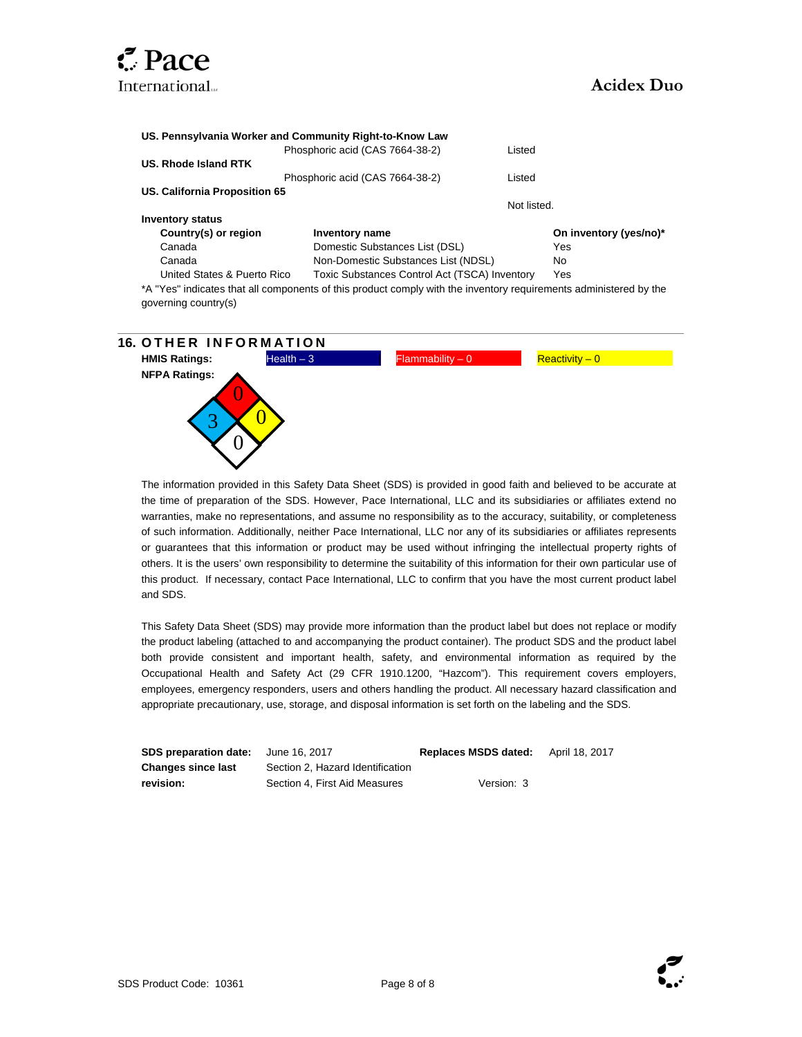**US. Pennsylvania Worker and Community Right-to-Know Law**

| | |
|---|---|
| Phosphoric acid (CAS 7664-38-2) | Listed |

**US. Rhode Island RTK**

| | |
|---|---|
| Phosphoric acid (CAS 7664-38-2) | Listed |

**US. California Proposition 65**

Not listed.

**Inventory status**

| Country(s) or region | Inventory name | On inventory (yes/no)* |
|---|---|---|
| Canada | Domestic Substances List (DSL) | Yes |
| Canada | Non-Domestic Substances List (NDSL) | No |
| United States & Puerto Rico | Toxic Substances Control Act (TSCA) Inventory | Yes |

*A "Yes" indicates that all components of this product comply with the inventory requirements administered by the governing country(s)

## 16. OTHER INFORMATION

**HMIS Ratings:** Health – 3 Flammability – 0 Reactivity – 0

**NFPA Ratings:**

0
3
0
0

The information provided in this Safety Data Sheet (SDS) is provided in good faith and believed to be accurate at the time of preparation of the SDS. However, Pace International, LLC and its subsidiaries or affiliates extend no warranties, make no representations, and assume no responsibility as to the accuracy, suitability, or completeness of such information. Additionally, neither Pace International, LLC nor any of its subsidiaries or affiliates represents or guarantees that this information or product may be used without infringing the intellectual property rights of others. It is the users' own responsibility to determine the suitability of this information for their own particular use of this product. If necessary, contact Pace International, LLC to confirm that you have the most current product label and SDS.

This Safety Data Sheet (SDS) may provide more information than the product label but does not replace or modify the product labeling (attached to and accompanying the product container). The product SDS and the product label both provide consistent and important health, safety, and environmental information as required by the Occupational Health and Safety Act (29 CFR 1910.1200, "Hazcom"). This requirement covers employers, employees, emergency responders, users and others handling the product. All necessary hazard classification and appropriate precautionary, use, storage, and disposal information is set forth on the labeling and the SDS.

**SDS preparation date:** June 16, 2017 **Replaces MSDS dated:** April 18, 2017

**Changes since last revision:** Section 2, Hazard Identification; Section 4, First Aid Measures

Version: 3

SDS Product Code: 10361